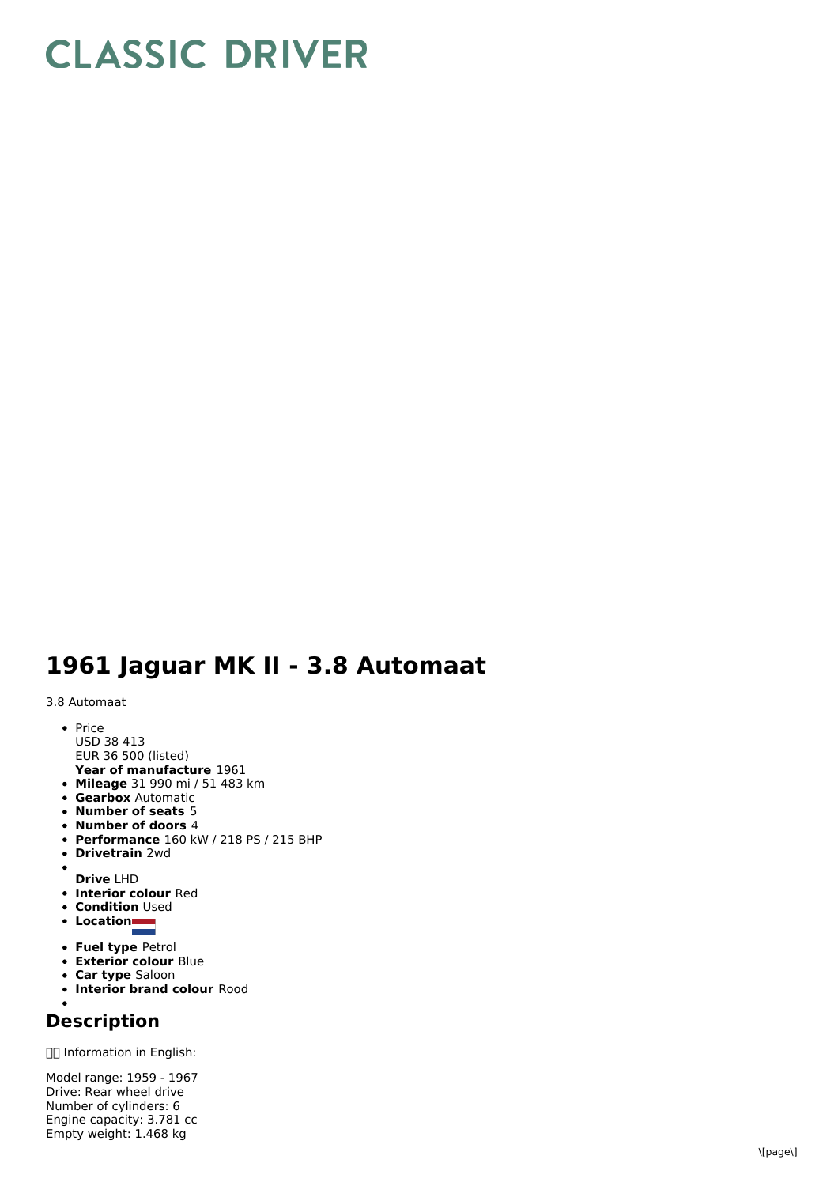# CLASSIC DRIVER

## 1961 Jaguar MK II - 3.8 Automaat

3.8 Automaat

- Price
  USD 38 413
  EUR 36 500 (listed)
  **Year of manufacture** 1961
- **Mileage** 31 990 mi / 51 483 km
- **Gearbox** Automatic
- **Number of seats** 5
- **Number of doors** 4
- **Performance** 160 kW / 218 PS / 215 BHP
- **Drivetrain** 2wd
- **Drive** LHD
- **Interior colour** Red
- **Condition** Used
- **Location**
- **Fuel type** Petrol
- **Exterior colour** Blue
- **Car type** Saloon
- **Interior brand colour** Rood

## Description

Information in English:

Model range: 1959 - 1967
Drive: Rear wheel drive
Number of cylinders: 6
Engine capacity: 3.781 cc
Empty weight: 1.468 kg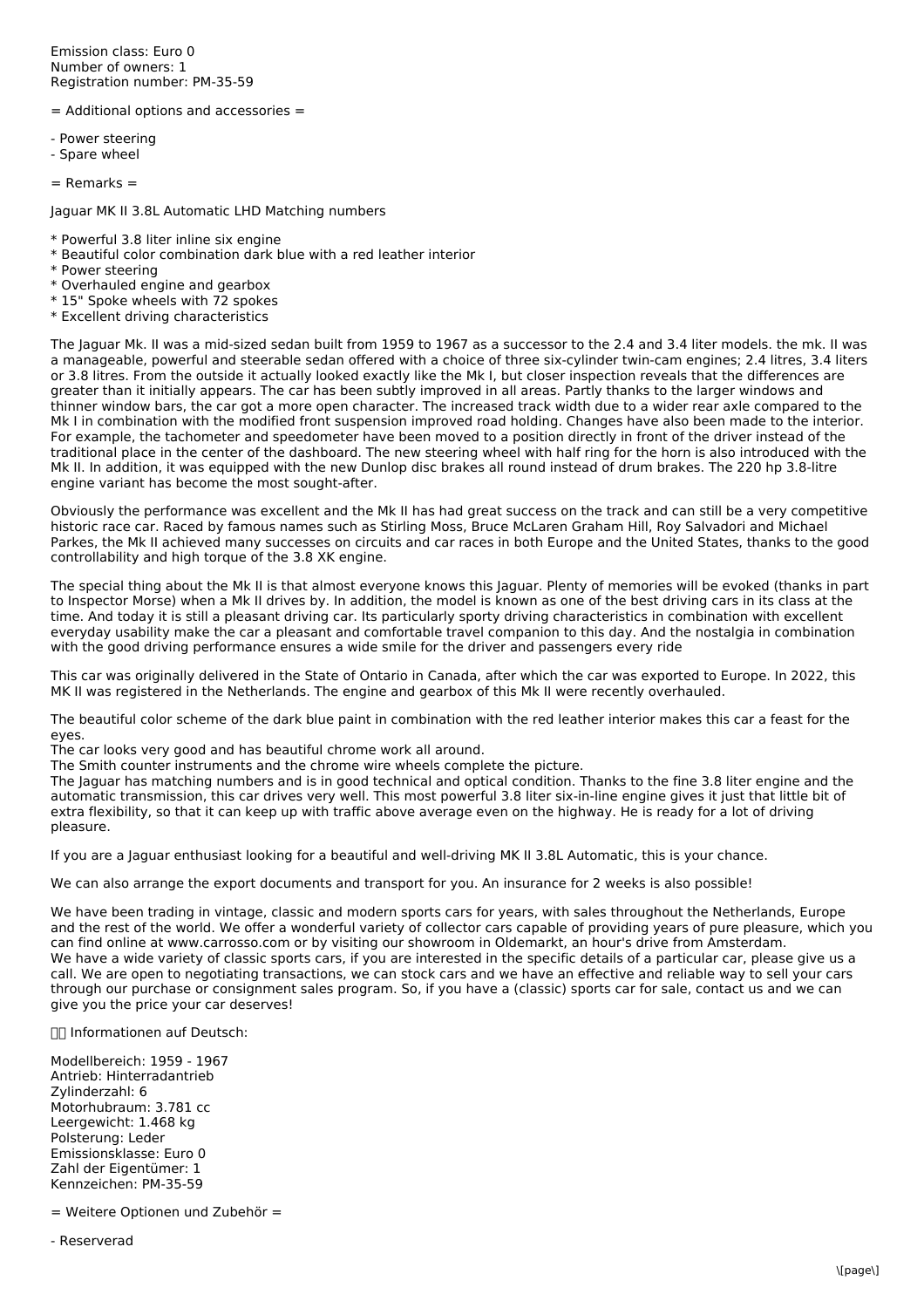Emission class: Euro 0
Number of owners: 1
Registration number: PM-35-59

= Additional options and accessories =

- Power steering
- Spare wheel

= Remarks =

Jaguar MK II 3.8L Automatic LHD Matching numbers

* Powerful 3.8 liter inline six engine
* Beautiful color combination dark blue with a red leather interior
* Power steering
* Overhauled engine and gearbox
* 15" Spoke wheels with 72 spokes
* Excellent driving characteristics

The Jaguar Mk. II was a mid-sized sedan built from 1959 to 1967 as a successor to the 2.4 and 3.4 liter models. the mk. II was a manageable, powerful and steerable sedan offered with a choice of three six-cylinder twin-cam engines; 2.4 litres, 3.4 liters or 3.8 litres. From the outside it actually looked exactly like the Mk I, but closer inspection reveals that the differences are greater than it initially appears. The car has been subtly improved in all areas. Partly thanks to the larger windows and thinner window bars, the car got a more open character. The increased track width due to a wider rear axle compared to the Mk I in combination with the modified front suspension improved road holding. Changes have also been made to the interior. For example, the tachometer and speedometer have been moved to a position directly in front of the driver instead of the traditional place in the center of the dashboard. The new steering wheel with half ring for the horn is also introduced with the Mk II. In addition, it was equipped with the new Dunlop disc brakes all round instead of drum brakes. The 220 hp 3.8-litre engine variant has become the most sought-after.

Obviously the performance was excellent and the Mk II has had great success on the track and can still be a very competitive historic race car. Raced by famous names such as Stirling Moss, Bruce McLaren Graham Hill, Roy Salvadori and Michael Parkes, the Mk II achieved many successes on circuits and car races in both Europe and the United States, thanks to the good controllability and high torque of the 3.8 XK engine.

The special thing about the Mk II is that almost everyone knows this Jaguar. Plenty of memories will be evoked (thanks in part to Inspector Morse) when a Mk II drives by. In addition, the model is known as one of the best driving cars in its class at the time. And today it is still a pleasant driving car. Its particularly sporty driving characteristics in combination with excellent everyday usability make the car a pleasant and comfortable travel companion to this day. And the nostalgia in combination with the good driving performance ensures a wide smile for the driver and passengers every ride

This car was originally delivered in the State of Ontario in Canada, after which the car was exported to Europe. In 2022, this MK II was registered in the Netherlands. The engine and gearbox of this Mk II were recently overhauled.

The beautiful color scheme of the dark blue paint in combination with the red leather interior makes this car a feast for the eyes.
The car looks very good and has beautiful chrome work all around.
The Smith counter instruments and the chrome wire wheels complete the picture.
The Jaguar has matching numbers and is in good technical and optical condition. Thanks to the fine 3.8 liter engine and the automatic transmission, this car drives very well. This most powerful 3.8 liter six-in-line engine gives it just that little bit of extra flexibility, so that it can keep up with traffic above average even on the highway. He is ready for a lot of driving pleasure.

If you are a Jaguar enthusiast looking for a beautiful and well-driving MK II 3.8L Automatic, this is your chance.

We can also arrange the export documents and transport for you. An insurance for 2 weeks is also possible!

We have been trading in vintage, classic and modern sports cars for years, with sales throughout the Netherlands, Europe and the rest of the world. We offer a wonderful variety of collector cars capable of providing years of pure pleasure, which you can find online at www.carrosso.com or by visiting our showroom in Oldemarkt, an hour's drive from Amsterdam.
We have a wide variety of classic sports cars, if you are interested in the specific details of a particular car, please give us a call. We are open to negotiating transactions, we can stock cars and we have an effective and reliable way to sell your cars through our purchase or consignment sales program. So, if you have a (classic) sports car for sale, contact us and we can give you the price your car deserves!

Informationen auf Deutsch:

Modellbereich: 1959 - 1967
Antrieb: Hinterradantrieb
Zylinderzahl: 6
Motorhubraum: 3.781 cc
Leergewicht: 1.468 kg
Polsterung: Leder
Emissionsklasse: Euro 0
Zahl der Eigentümer: 1
Kennzeichen: PM-35-59

= Weitere Optionen und Zubehör =

- Reserverad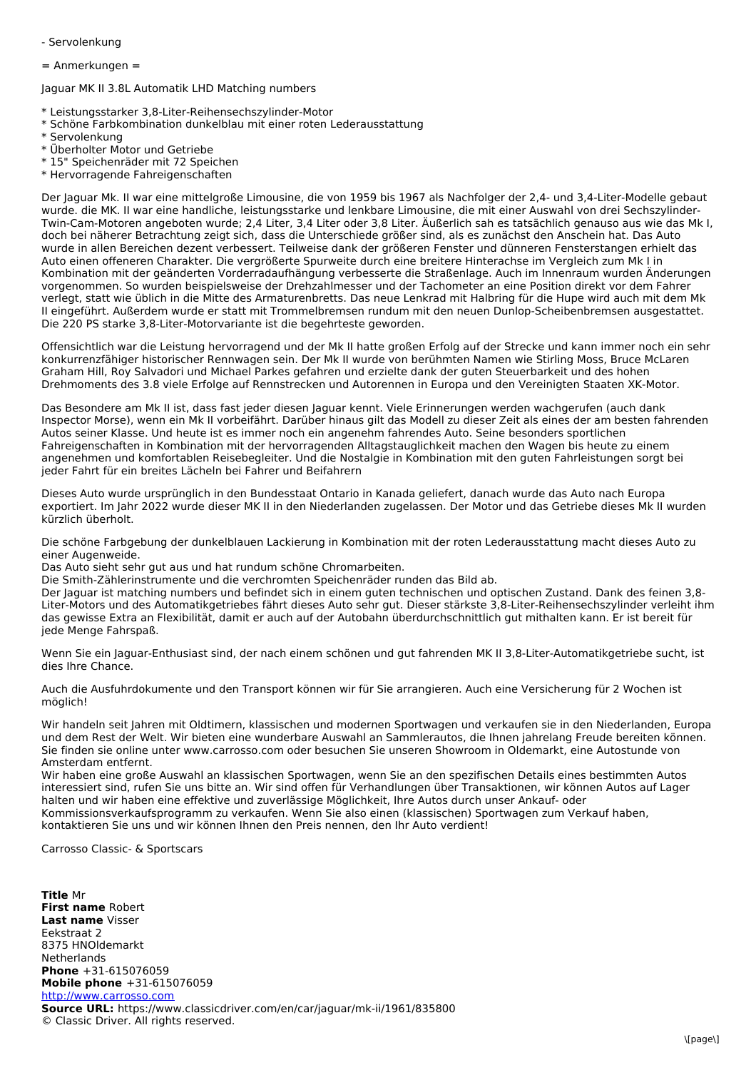- Servolenkung

= Anmerkungen =

Jaguar MK II 3.8L Automatik LHD Matching numbers

* Leistungsstarker 3,8-Liter-Reihensechszylinder-Motor
* Schöne Farbkombination dunkelblau mit einer roten Lederausstattung
* Servolenkung
* Überholter Motor und Getriebe
* 15" Speichenräder mit 72 Speichen
* Hervorragende Fahreigenschaften

Der Jaguar Mk. II war eine mittelgroße Limousine, die von 1959 bis 1967 als Nachfolger der 2,4- und 3,4-Liter-Modelle gebaut wurde. die MK. II war eine handliche, leistungsstarke und lenkbare Limousine, die mit einer Auswahl von drei Sechszylinder-Twin-Cam-Motoren angeboten wurde; 2,4 Liter, 3,4 Liter oder 3,8 Liter. Äußerlich sah es tatsächlich genauso aus wie das Mk I, doch bei näherer Betrachtung zeigt sich, dass die Unterschiede größer sind, als es zunächst den Anschein hat. Das Auto wurde in allen Bereichen dezent verbessert. Teilweise dank der größeren Fenster und dünneren Fensterstangen erhielt das Auto einen offeneren Charakter. Die vergrößerte Spurweite durch eine breitere Hinterachse im Vergleich zum Mk I in Kombination mit der geänderten Vorderradaufhängung verbesserte die Straßenlage. Auch im Innenraum wurden Änderungen vorgenommen. So wurden beispielsweise der Drehzahlmesser und der Tachometer an eine Position direkt vor dem Fahrer verlegt, statt wie üblich in die Mitte des Armaturenbretts. Das neue Lenkrad mit Halbring für die Hupe wird auch mit dem Mk II eingeführt. Außerdem wurde er statt mit Trommelbremsen rundum mit den neuen Dunlop-Scheibenbremsen ausgestattet. Die 220 PS starke 3,8-Liter-Motorvariante ist die begehrteste geworden.

Offensichtlich war die Leistung hervorragend und der Mk II hatte großen Erfolg auf der Strecke und kann immer noch ein sehr konkurrenzfähiger historischer Rennwagen sein. Der Mk II wurde von berühmten Namen wie Stirling Moss, Bruce McLaren Graham Hill, Roy Salvadori und Michael Parkes gefahren und erzielte dank der guten Steuerbarkeit und des hohen Drehmoments des 3.8 viele Erfolge auf Rennstrecken und Autorennen in Europa und den Vereinigten Staaten XK-Motor.

Das Besondere am Mk II ist, dass fast jeder diesen Jaguar kennt. Viele Erinnerungen werden wachgerufen (auch dank Inspector Morse), wenn ein Mk II vorbeifährt. Darüber hinaus gilt das Modell zu dieser Zeit als eines der am besten fahrenden Autos seiner Klasse. Und heute ist es immer noch ein angenehm fahrendes Auto. Seine besonders sportlichen Fahreigenschaften in Kombination mit der hervorragenden Alltagstauglichkeit machen den Wagen bis heute zu einem angenehmen und komfortablen Reisebegleiter. Und die Nostalgie in Kombination mit den guten Fahrleistungen sorgt bei jeder Fahrt für ein breites Lächeln bei Fahrer und Beifahrern

Dieses Auto wurde ursprünglich in den Bundesstaat Ontario in Kanada geliefert, danach wurde das Auto nach Europa exportiert. Im Jahr 2022 wurde dieser MK II in den Niederlanden zugelassen. Der Motor und das Getriebe dieses Mk II wurden kürzlich überholt.

Die schöne Farbgebung der dunkelblauen Lackierung in Kombination mit der roten Lederausstattung macht dieses Auto zu einer Augenweide.
Das Auto sieht sehr gut aus und hat rundum schöne Chromarbeiten.
Die Smith-Zählerinstrumente und die verchromten Speichenräder runden das Bild ab.
Der Jaguar ist matching numbers und befindet sich in einem guten technischen und optischen Zustand. Dank des feinen 3,8-Liter-Motors und des Automatikgetriebes fährt dieses Auto sehr gut. Dieser stärkste 3,8-Liter-Reihensechszylinder verleiht ihm das gewisse Extra an Flexibilität, damit er auch auf der Autobahn überdurchschnittlich gut mithalten kann. Er ist bereit für jede Menge Fahrspaß.

Wenn Sie ein Jaguar-Enthusiast sind, der nach einem schönen und gut fahrenden MK II 3,8-Liter-Automatikgetriebe sucht, ist dies Ihre Chance.

Auch die Ausfuhrdokumente und den Transport können wir für Sie arrangieren. Auch eine Versicherung für 2 Wochen ist möglich!

Wir handeln seit Jahren mit Oldtimern, klassischen und modernen Sportwagen und verkaufen sie in den Niederlanden, Europa und dem Rest der Welt. Wir bieten eine wunderbare Auswahl an Sammlerautos, die Ihnen jahrelang Freude bereiten können. Sie finden sie online unter www.carrosso.com oder besuchen Sie unseren Showroom in Oldemarkt, eine Autostunde von Amsterdam entfernt.
Wir haben eine große Auswahl an klassischen Sportwagen, wenn Sie an den spezifischen Details eines bestimmten Autos interessiert sind, rufen Sie uns bitte an. Wir sind offen für Verhandlungen über Transaktionen, wir können Autos auf Lager halten und wir haben eine effektive und zuverlässige Möglichkeit, Ihre Autos durch unser Ankauf- oder Kommissionsverkaufsprogramm zu verkaufen. Wenn Sie also einen (klassischen) Sportwagen zum Verkauf haben, kontaktieren Sie uns und wir können Ihnen den Preis nennen, den Ihr Auto verdient!

Carrosso Classic- & Sportscars

**Title** Mr
**First name** Robert
**Last name** Visser
Eekstraat 2
8375 HNOldemarkt
Netherlands
**Phone** +31-615076059
**Mobile phone** +31-615076059
http://www.carrosso.com
**Source URL:** https://www.classicdriver.com/en/car/jaguar/mk-ii/1961/835800
© Classic Driver. All rights reserved.